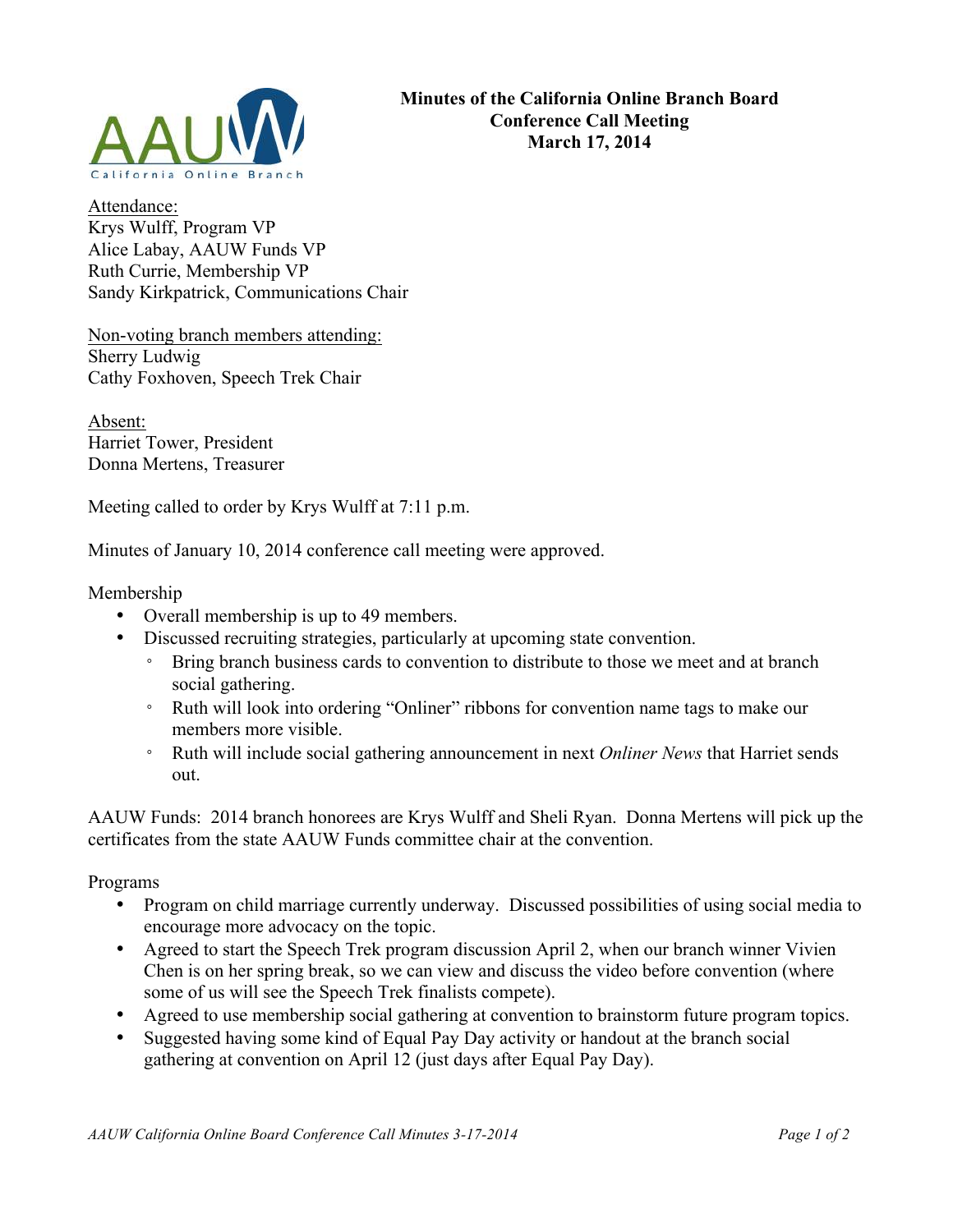**Minutes of the California Online Branch Board**
**Conference Call Meeting**
**March 17, 2014**

Attendance:
Krys Wulff, Program VP
Alice Labay, AAUW Funds VP
Ruth Currie, Membership VP
Sandy Kirkpatrick, Communications Chair

Non-voting branch members attending:
Sherry Ludwig
Cathy Foxhoven, Speech Trek Chair

Absent:
Harriet Tower, President
Donna Mertens, Treasurer

Meeting called to order by Krys Wulff at 7:11 p.m.

Minutes of January 10, 2014 conference call meeting were approved.

Membership

- Overall membership is up to 49 members.
- Discussed recruiting strategies, particularly at upcoming state convention.
  - Bring branch business cards to convention to distribute to those we meet and at branch social gathering.
  - Ruth will look into ordering "Onliner" ribbons for convention name tags to make our members more visible.
  - Ruth will include social gathering announcement in next *Onliner News* that Harriet sends out.

AAUW Funds: 2014 branch honorees are Krys Wulff and Sheli Ryan. Donna Mertens will pick up the certificates from the state AAUW Funds committee chair at the convention.

Programs

- Program on child marriage currently underway. Discussed possibilities of using social media to encourage more advocacy on the topic.
- Agreed to start the Speech Trek program discussion April 2, when our branch winner Vivien Chen is on her spring break, so we can view and discuss the video before convention (where some of us will see the Speech Trek finalists compete).
- Agreed to use membership social gathering at convention to brainstorm future program topics.
- Suggested having some kind of Equal Pay Day activity or handout at the branch social gathering at convention on April 12 (just days after Equal Pay Day).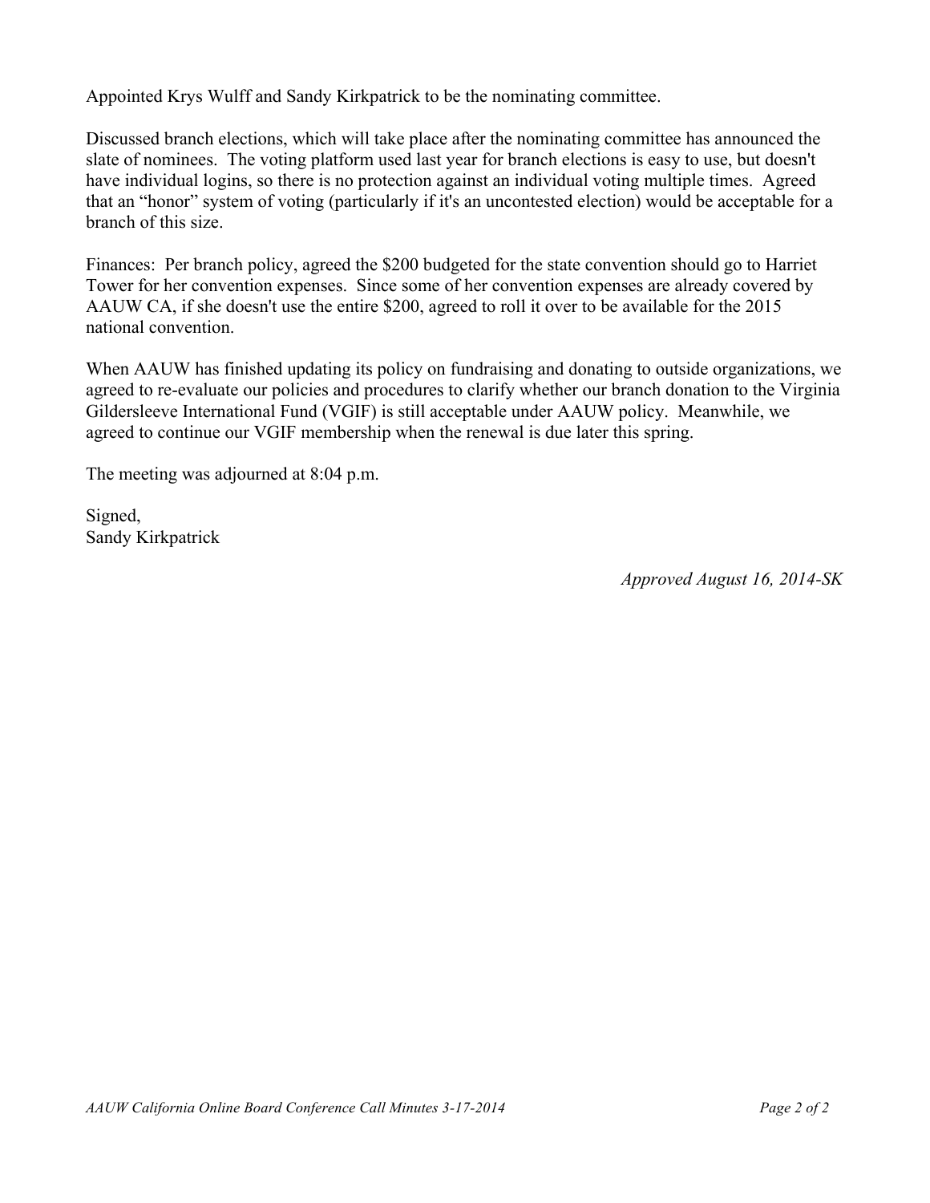Appointed Krys Wulff and Sandy Kirkpatrick to be the nominating committee.

Discussed branch elections, which will take place after the nominating committee has announced the slate of nominees. The voting platform used last year for branch elections is easy to use, but doesn't have individual logins, so there is no protection against an individual voting multiple times. Agreed that an "honor" system of voting (particularly if it's an uncontested election) would be acceptable for a branch of this size.

Finances: Per branch policy, agreed the $200 budgeted for the state convention should go to Harriet Tower for her convention expenses. Since some of her convention expenses are already covered by AAUW CA, if she doesn't use the entire $200, agreed to roll it over to be available for the 2015 national convention.

When AAUW has finished updating its policy on fundraising and donating to outside organizations, we agreed to re-evaluate our policies and procedures to clarify whether our branch donation to the Virginia Gildersleeve International Fund (VGIF) is still acceptable under AAUW policy. Meanwhile, we agreed to continue our VGIF membership when the renewal is due later this spring.

The meeting was adjourned at 8:04 p.m.

Signed,
Sandy Kirkpatrick

*Approved August 16, 2014-SK*